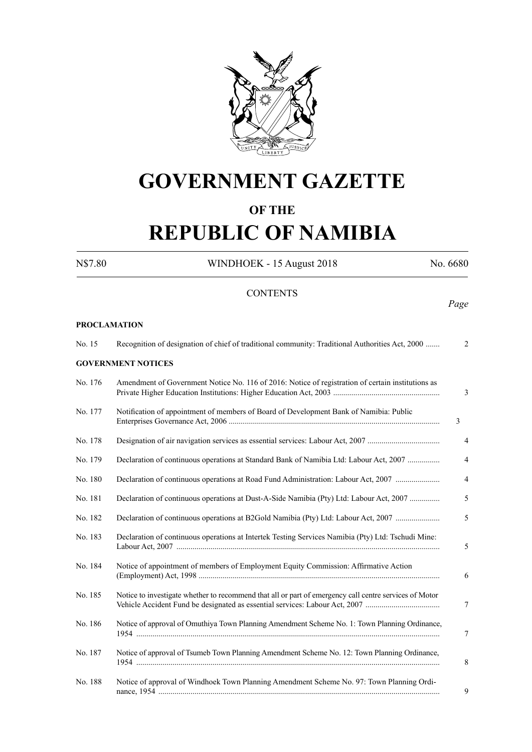# GOVERNMENT GAZETTE

## OF THE

# REPUBLIC OF NAMIBIA

N$7.80 WINDHOEK - 15 August 2018 No. 6680

CONTENTS

*Page*

**PROCLAMATION**

| | | Page |
|---|---|---|
| No. 15 | Recognition of designation of chief of traditional community: Traditional Authorities Act, 2000 ....... | 2 |

**GOVERNMENT NOTICES**

| | | Page |
|---|---|---|
| No. 176 | Amendment of Government Notice No. 116 of 2016: Notice of registration of certain institutions as Private Higher Education Institutions: Higher Education Act, 2003 .................................................... | 3 |
| No. 177 | Notification of appointment of members of Board of Development Bank of Namibia: Public Enterprises Governance Act, 2006 ........................................................................................................ | 3 |
| No. 178 | Designation of air navigation services as essential services: Labour Act, 2007 .................................... | 4 |
| No. 179 | Declaration of continuous operations at Standard Bank of Namibia Ltd: Labour Act, 2007 ................ | 4 |
| No. 180 | Declaration of continuous operations at Road Fund Administration: Labour Act, 2007 ...................... | 4 |
| No. 181 | Declaration of continuous operations at Dust-A-Side Namibia (Pty) Ltd: Labour Act, 2007 ............... | 5 |
| No. 182 | Declaration of continuous operations at B2Gold Namibia (Pty) Ltd: Labour Act, 2007 ...................... | 5 |
| No. 183 | Declaration of continuous operations at Intertek Testing Services Namibia (Pty) Ltd: Tschudi Mine: Labour Act, 2007 ................................................................................................................................. | 5 |
| No. 184 | Notice of appointment of members of Employment Equity Commission: Affirmative Action (Employment) Act, 1998 ...................................................................................................................... | 6 |
| No. 185 | Notice to investigate whether to recommend that all or part of emergency call centre services of Motor Vehicle Accident Fund be designated as essential services: Labour Act, 2007 .................................... | 7 |
| No. 186 | Notice of approval of Omuthiya Town Planning Amendment Scheme No. 1: Town Planning Ordinance, 1954 ..................................................................................................................................................... | 7 |
| No. 187 | Notice of approval of Tsumeb Town Planning Amendment Scheme No. 12: Town Planning Ordinance, 1954 ..................................................................................................................................................... | 8 |
| No. 188 | Notice of approval of Windhoek Town Planning Amendment Scheme No. 97: Town Planning Ordinance, 1954 .......................................................................................................................................... | 9 |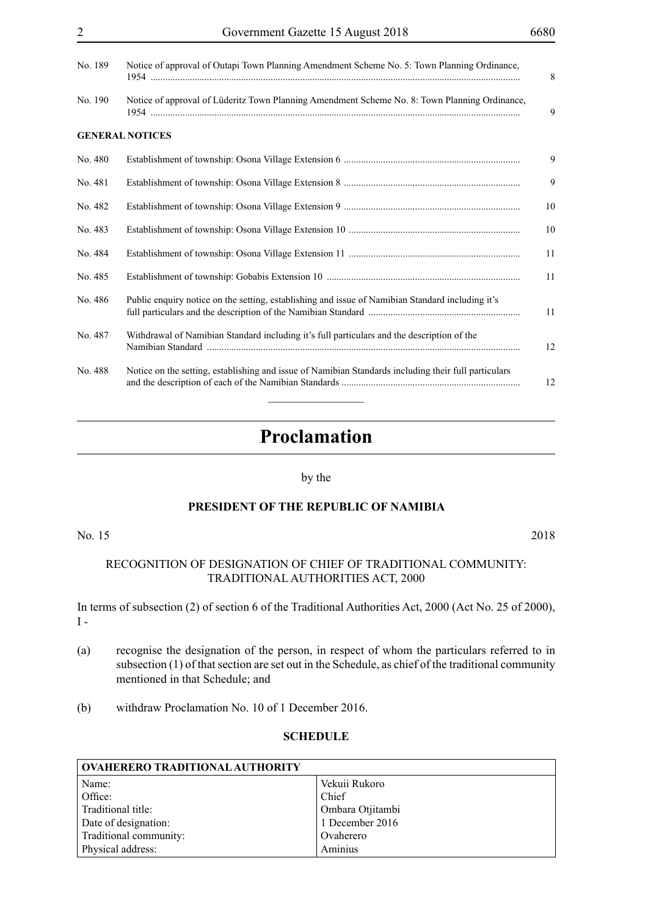| | | |
|---|---|---|
| No. 189 | Notice of approval of Outapi Town Planning Amendment Scheme No. 5: Town Planning Ordinance, 1954 | 8 |
| No. 190 | Notice of approval of Lüderitz Town Planning Amendment Scheme No. 8: Town Planning Ordinance, 1954 | 9 |

**GENERAL NOTICES**

| | | |
|---|---|---|
| No. 480 | Establishment of township: Osona Village Extension 6 | 9 |
| No. 481 | Establishment of township: Osona Village Extension 8 | 9 |
| No. 482 | Establishment of township: Osona Village Extension 9 | 10 |
| No. 483 | Establishment of township: Osona Village Extension 10 | 10 |
| No. 484 | Establishment of township: Osona Village Extension 11 | 11 |
| No. 485 | Establishment of township: Gobabis Extension 10 | 11 |
| No. 486 | Public enquiry notice on the setting, establishing and issue of Namibian Standard including it's full particulars and the description of the Namibian Standard | 11 |
| No. 487 | Withdrawal of Namibian Standard including it's full particulars and the description of the Namibian Standard | 12 |
| No. 488 | Notice on the setting, establishing and issue of Namibian Standards including their full particulars and the description of each of the Namibian Standards | 12 |

# Proclamation

by the

**PRESIDENT OF THE REPUBLIC OF NAMIBIA**

No. 15 2018

RECOGNITION OF DESIGNATION OF CHIEF OF TRADITIONAL COMMUNITY: TRADITIONAL AUTHORITIES ACT, 2000

In terms of subsection (2) of section 6 of the Traditional Authorities Act, 2000 (Act No. 25 of 2000), I -

(a) recognise the designation of the person, in respect of whom the particulars referred to in subsection (1) of that section are set out in the Schedule, as chief of the traditional community mentioned in that Schedule; and

(b) withdraw Proclamation No. 10 of 1 December 2016.

**SCHEDULE**

| **OVAHERERO TRADITIONAL AUTHORITY** | |
|---|---|
| Name: | Vekuii Rukoro |
| Office: | Chief |
| Traditional title: | Ombara Otjitambi |
| Date of designation: | 1 December 2016 |
| Traditional community: | Ovaherero |
| Physical address: | Aminius |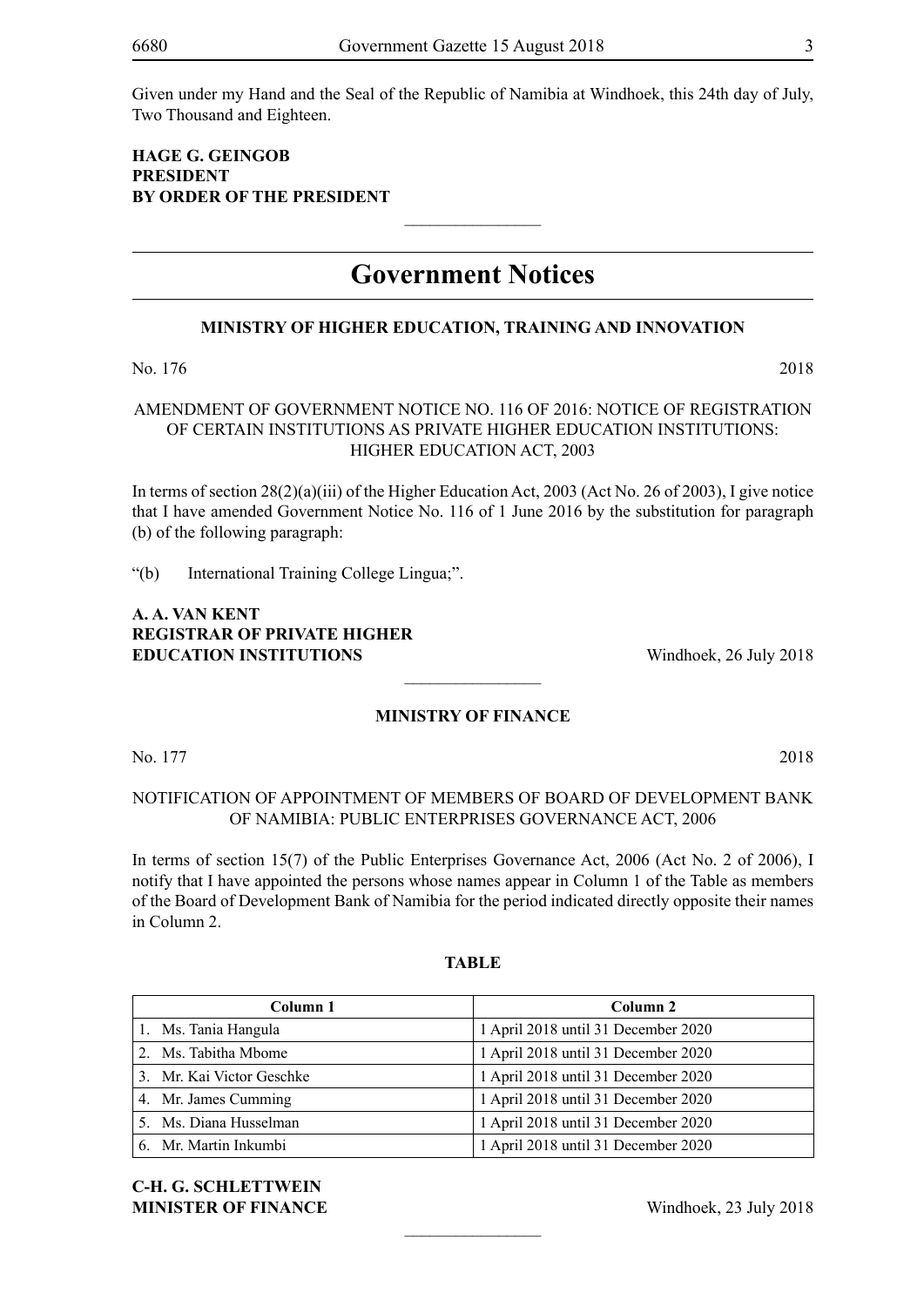Given under my Hand and the Seal of the Republic of Namibia at Windhoek, this 24th day of July, Two Thousand and Eighteen.

**HAGE G. GEINGOB**
**PRESIDENT**
**BY ORDER OF THE PRESIDENT**

________________

# Government Notices

## MINISTRY OF HIGHER EDUCATION, TRAINING AND INNOVATION

No. 176 2018

AMENDMENT OF GOVERNMENT NOTICE NO. 116 OF 2016: NOTICE OF REGISTRATION OF CERTAIN INSTITUTIONS AS PRIVATE HIGHER EDUCATION INSTITUTIONS: HIGHER EDUCATION ACT, 2003

In terms of section 28(2)(a)(iii) of the Higher Education Act, 2003 (Act No. 26 of 2003), I give notice that I have amended Government Notice No. 116 of 1 June 2016 by the substitution for paragraph (b) of the following paragraph:

"(b) International Training College Lingua;".

**A. A. VAN KENT**
**REGISTRAR OF PRIVATE HIGHER EDUCATION INSTITUTIONS** Windhoek, 26 July 2018

________________

## MINISTRY OF FINANCE

No. 177 2018

NOTIFICATION OF APPOINTMENT OF MEMBERS OF BOARD OF DEVELOPMENT BANK OF NAMIBIA: PUBLIC ENTERPRISES GOVERNANCE ACT, 2006

In terms of section 15(7) of the Public Enterprises Governance Act, 2006 (Act No. 2 of 2006), I notify that I have appointed the persons whose names appear in Column 1 of the Table as members of the Board of Development Bank of Namibia for the period indicated directly opposite their names in Column 2.

**TABLE**

| Column 1 | Column 2 |
|---|---|
| 1. Ms. Tania Hangula | 1 April 2018 until 31 December 2020 |
| 2. Ms. Tabitha Mbome | 1 April 2018 until 31 December 2020 |
| 3. Mr. Kai Victor Geschke | 1 April 2018 until 31 December 2020 |
| 4. Mr. James Cumming | 1 April 2018 until 31 December 2020 |
| 5. Ms. Diana Husselman | 1 April 2018 until 31 December 2020 |
| 6. Mr. Martin Inkumbi | 1 April 2018 until 31 December 2020 |

**C-H. G. SCHLETTWEIN**
**MINISTER OF FINANCE** Windhoek, 23 July 2018

________________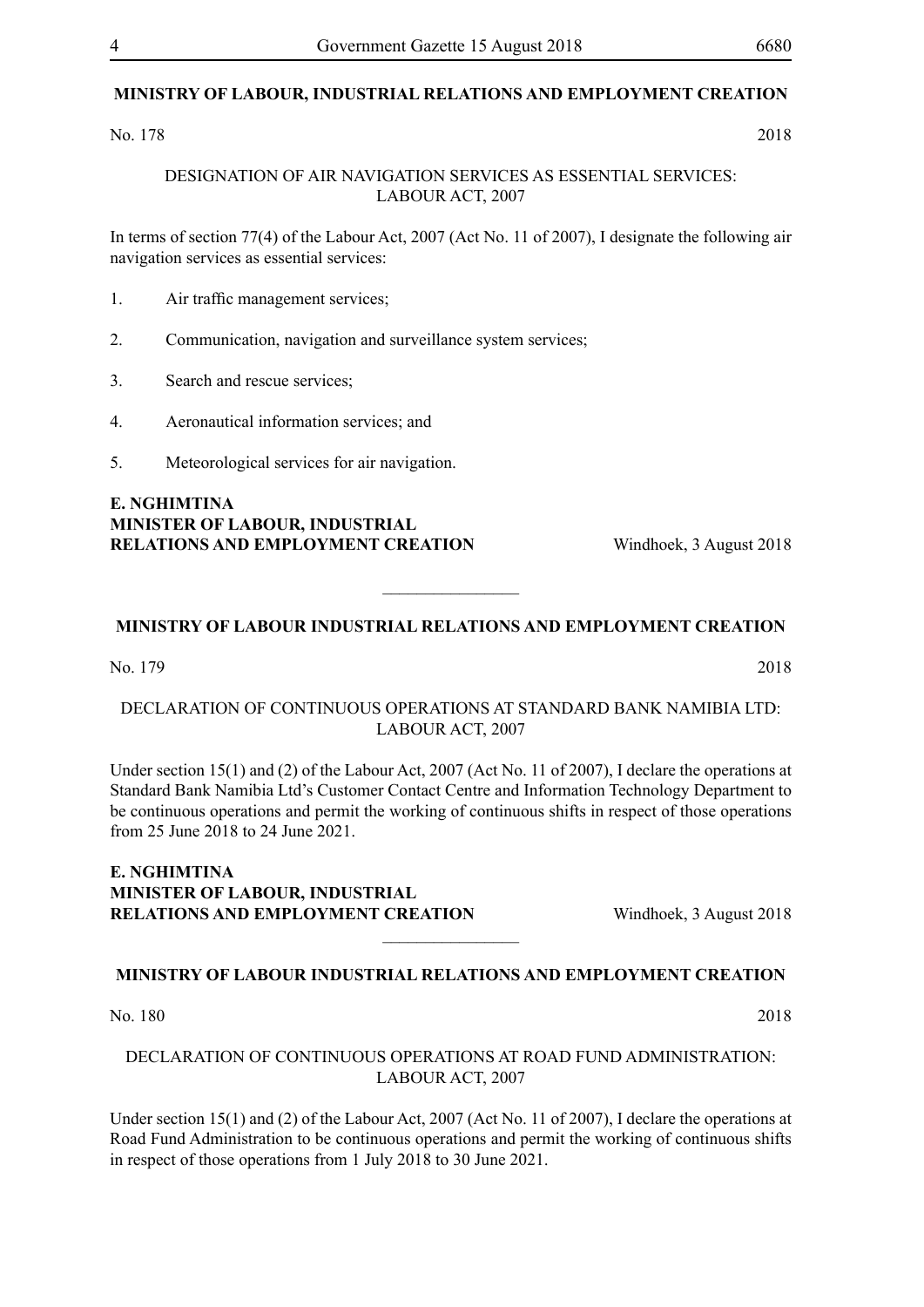## MINISTRY OF LABOUR, INDUSTRIAL RELATIONS AND EMPLOYMENT CREATION

No. 178 2018

DESIGNATION OF AIR NAVIGATION SERVICES AS ESSENTIAL SERVICES: LABOUR ACT, 2007

In terms of section 77(4) of the Labour Act, 2007 (Act No. 11 of 2007), I designate the following air navigation services as essential services:

1. Air traffic management services;

2. Communication, navigation and surveillance system services;

3. Search and rescue services;

4. Aeronautical information services; and

5. Meteorological services for air navigation.

**E. NGHIMTINA**
**MINISTER OF LABOUR, INDUSTRIAL RELATIONS AND EMPLOYMENT CREATION** Windhoek, 3 August 2018

---

## MINISTRY OF LABOUR INDUSTRIAL RELATIONS AND EMPLOYMENT CREATION

No. 179 2018

DECLARATION OF CONTINUOUS OPERATIONS AT STANDARD BANK NAMIBIA LTD: LABOUR ACT, 2007

Under section 15(1) and (2) of the Labour Act, 2007 (Act No. 11 of 2007), I declare the operations at Standard Bank Namibia Ltd's Customer Contact Centre and Information Technology Department to be continuous operations and permit the working of continuous shifts in respect of those operations from 25 June 2018 to 24 June 2021.

**E. NGHIMTINA**
**MINISTER OF LABOUR, INDUSTRIAL RELATIONS AND EMPLOYMENT CREATION** Windhoek, 3 August 2018

---

## MINISTRY OF LABOUR INDUSTRIAL RELATIONS AND EMPLOYMENT CREATION

No. 180 2018

DECLARATION OF CONTINUOUS OPERATIONS AT ROAD FUND ADMINISTRATION: LABOUR ACT, 2007

Under section 15(1) and (2) of the Labour Act, 2007 (Act No. 11 of 2007), I declare the operations at Road Fund Administration to be continuous operations and permit the working of continuous shifts in respect of those operations from 1 July 2018 to 30 June 2021.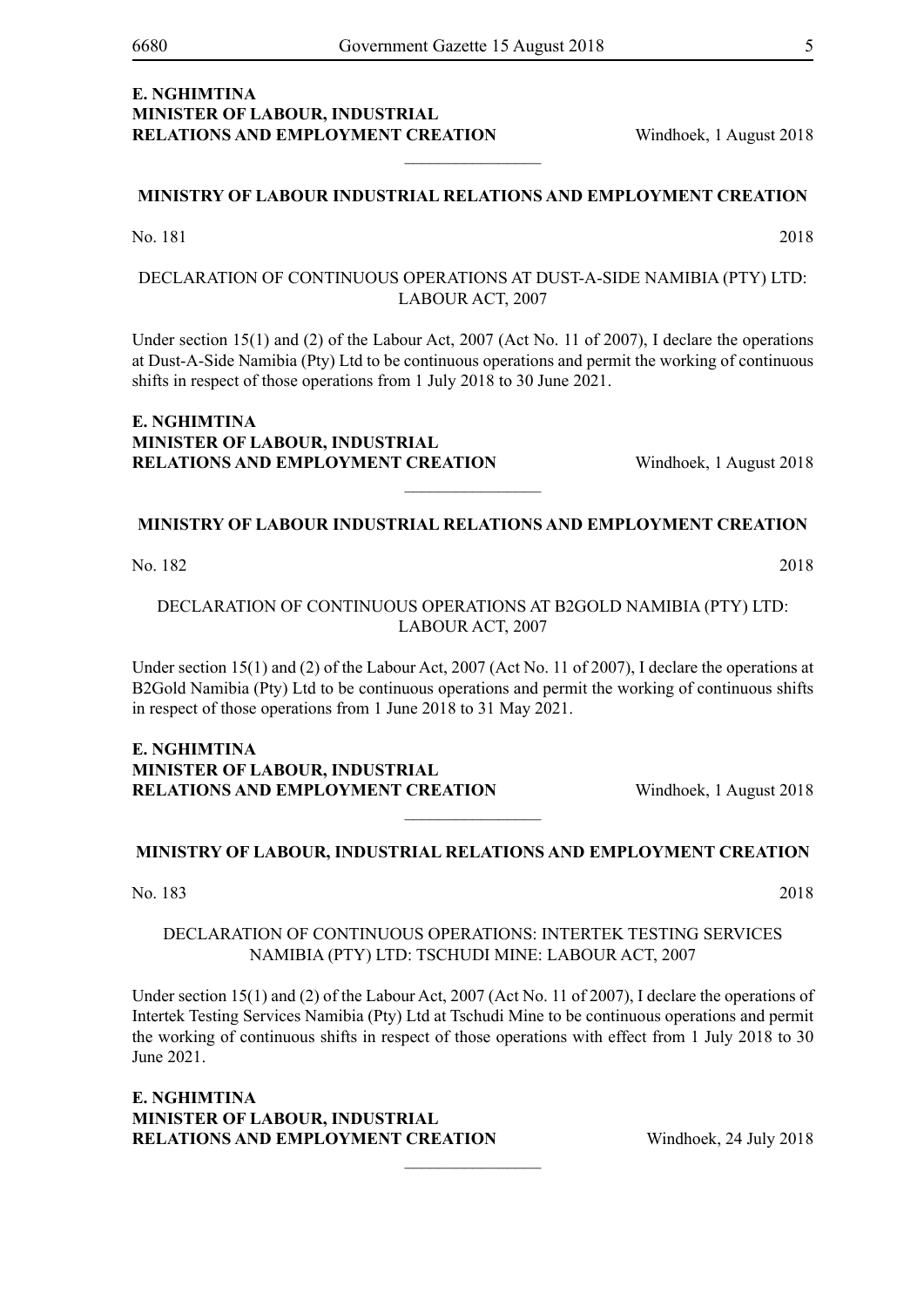**E. NGHIMTINA**
**MINISTER OF LABOUR, INDUSTRIAL RELATIONS AND EMPLOYMENT CREATION** Windhoek, 1 August 2018

---

## MINISTRY OF LABOUR INDUSTRIAL RELATIONS AND EMPLOYMENT CREATION

No. 181 2018

DECLARATION OF CONTINUOUS OPERATIONS AT DUST-A-SIDE NAMIBIA (PTY) LTD: LABOUR ACT, 2007

Under section 15(1) and (2) of the Labour Act, 2007 (Act No. 11 of 2007), I declare the operations at Dust-A-Side Namibia (Pty) Ltd to be continuous operations and permit the working of continuous shifts in respect of those operations from 1 July 2018 to 30 June 2021.

**E. NGHIMTINA**
**MINISTER OF LABOUR, INDUSTRIAL RELATIONS AND EMPLOYMENT CREATION** Windhoek, 1 August 2018

---

## MINISTRY OF LABOUR INDUSTRIAL RELATIONS AND EMPLOYMENT CREATION

No. 182 2018

DECLARATION OF CONTINUOUS OPERATIONS AT B2GOLD NAMIBIA (PTY) LTD: LABOUR ACT, 2007

Under section 15(1) and (2) of the Labour Act, 2007 (Act No. 11 of 2007), I declare the operations at B2Gold Namibia (Pty) Ltd to be continuous operations and permit the working of continuous shifts in respect of those operations from 1 June 2018 to 31 May 2021.

**E. NGHIMTINA**
**MINISTER OF LABOUR, INDUSTRIAL RELATIONS AND EMPLOYMENT CREATION** Windhoek, 1 August 2018

---

## MINISTRY OF LABOUR, INDUSTRIAL RELATIONS AND EMPLOYMENT CREATION

No. 183 2018

DECLARATION OF CONTINUOUS OPERATIONS: INTERTEK TESTING SERVICES NAMIBIA (PTY) LTD: TSCHUDI MINE: LABOUR ACT, 2007

Under section 15(1) and (2) of the Labour Act, 2007 (Act No. 11 of 2007), I declare the operations of Intertek Testing Services Namibia (Pty) Ltd at Tschudi Mine to be continuous operations and permit the working of continuous shifts in respect of those operations with effect from 1 July 2018 to 30 June 2021.

**E. NGHIMTINA**
**MINISTER OF LABOUR, INDUSTRIAL RELATIONS AND EMPLOYMENT CREATION** Windhoek, 24 July 2018

---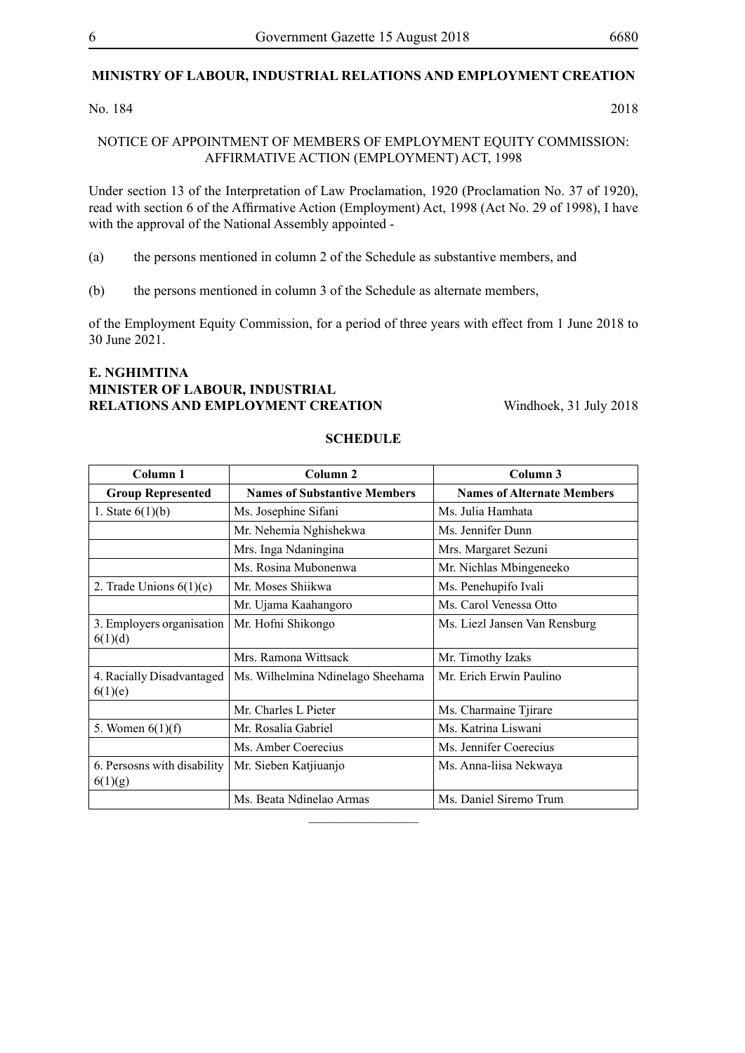**MINISTRY OF LABOUR, INDUSTRIAL RELATIONS AND EMPLOYMENT CREATION**

No. 184 2018

NOTICE OF APPOINTMENT OF MEMBERS OF EMPLOYMENT EQUITY COMMISSION: AFFIRMATIVE ACTION (EMPLOYMENT) ACT, 1998

Under section 13 of the Interpretation of Law Proclamation, 1920 (Proclamation No. 37 of 1920), read with section 6 of the Affirmative Action (Employment) Act, 1998 (Act No. 29 of 1998), I have with the approval of the National Assembly appointed -

(a) the persons mentioned in column 2 of the Schedule as substantive members, and

(b) the persons mentioned in column 3 of the Schedule as alternate members,

of the Employment Equity Commission, for a period of three years with effect from 1 June 2018 to 30 June 2021.

**E. NGHIMTINA**
**MINISTER OF LABOUR, INDUSTRIAL RELATIONS AND EMPLOYMENT CREATION** Windhoek, 31 July 2018

**SCHEDULE**

| Column 1 | Column 2 | Column 3 |
|---|---|---|
| **Group Represented** | **Names of Substantive Members** | **Names of Alternate Members** |
| 1. State 6(1)(b) | Ms. Josephine Sifani | Ms. Julia Hamhata |
| | Mr. Nehemia Nghishekwa | Ms. Jennifer Dunn |
| | Mrs. Inga Ndaningina | Mrs. Margaret Sezuni |
| | Ms. Rosina Mubonenwa | Mr. Nichlas Mbingeneeko |
| 2. Trade Unions 6(1)(c) | Mr. Moses Shiikwa | Ms. Penehupifo Ivali |
| | Mr. Ujama Kaahangoro | Ms. Carol Venessa Otto |
| 3. Employers organisation 6(1)(d) | Mr. Hofni Shikongo | Ms. Liezl Jansen Van Rensburg |
| | Mrs. Ramona Wittsack | Mr. Timothy Izaks |
| 4. Racially Disadvantaged 6(1)(e) | Ms. Wilhelmina Ndinelago Sheehama | Mr. Erich Erwin Paulino |
| | Mr. Charles L Pieter | Ms. Charmaine Tjirare |
| 5. Women 6(1)(f) | Mr. Rosalia Gabriel | Ms. Katrina Liswani |
| | Ms. Amber Coerecius | Ms. Jennifer Coerecius |
| 6. Persosns with disability 6(1)(g) | Mr. Sieben Katjiuanjo | Ms. Anna-liisa Nekwaya |
| | Ms. Beata Ndinelao Armas | Ms. Daniel Siremo Trum |

________________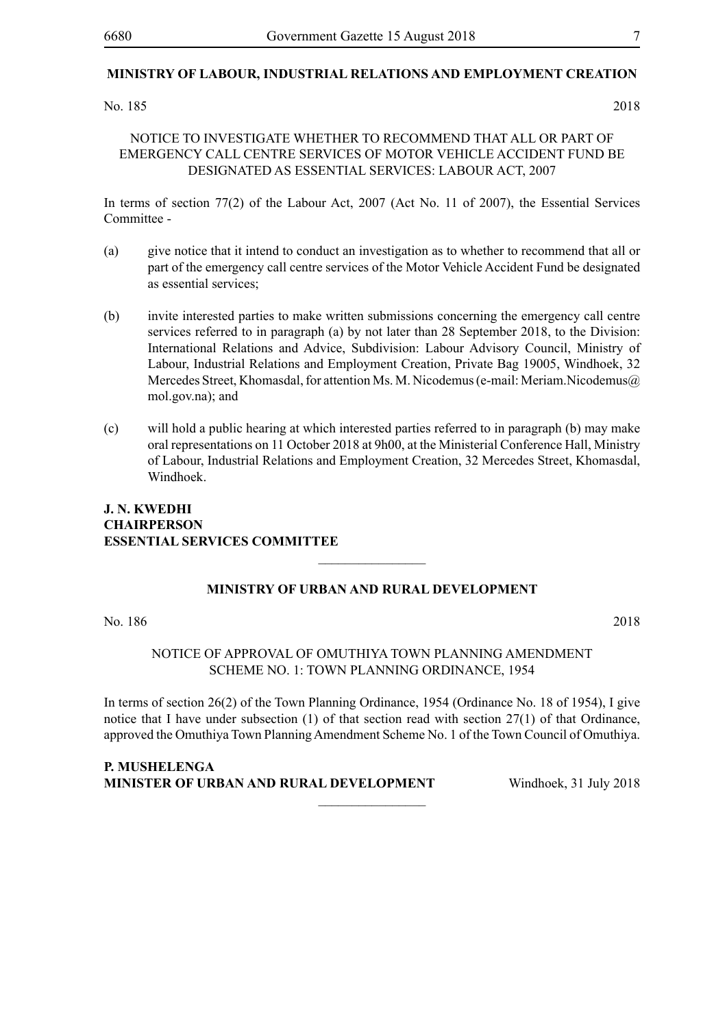## MINISTRY OF LABOUR, INDUSTRIAL RELATIONS AND EMPLOYMENT CREATION

No. 185 2018

NOTICE TO INVESTIGATE WHETHER TO RECOMMEND THAT ALL OR PART OF EMERGENCY CALL CENTRE SERVICES OF MOTOR VEHICLE ACCIDENT FUND BE DESIGNATED AS ESSENTIAL SERVICES: LABOUR ACT, 2007

In terms of section 77(2) of the Labour Act, 2007 (Act No. 11 of 2007), the Essential Services Committee -

(a) give notice that it intend to conduct an investigation as to whether to recommend that all or part of the emergency call centre services of the Motor Vehicle Accident Fund be designated as essential services;

(b) invite interested parties to make written submissions concerning the emergency call centre services referred to in paragraph (a) by not later than 28 September 2018, to the Division: International Relations and Advice, Subdivision: Labour Advisory Council, Ministry of Labour, Industrial Relations and Employment Creation, Private Bag 19005, Windhoek, 32 Mercedes Street, Khomasdal, for attention Ms. M. Nicodemus (e-mail: Meriam.Nicodemus@mol.gov.na); and

(c) will hold a public hearing at which interested parties referred to in paragraph (b) may make oral representations on 11 October 2018 at 9h00, at the Ministerial Conference Hall, Ministry of Labour, Industrial Relations and Employment Creation, 32 Mercedes Street, Khomasdal, Windhoek.

**J. N. KWEDHI**
**CHAIRPERSON**
**ESSENTIAL SERVICES COMMITTEE**

---

## MINISTRY OF URBAN AND RURAL DEVELOPMENT

No. 186 2018

NOTICE OF APPROVAL OF OMUTHIYA TOWN PLANNING AMENDMENT SCHEME NO. 1: TOWN PLANNING ORDINANCE, 1954

In terms of section 26(2) of the Town Planning Ordinance, 1954 (Ordinance No. 18 of 1954), I give notice that I have under subsection (1) of that section read with section 27(1) of that Ordinance, approved the Omuthiya Town Planning Amendment Scheme No. 1 of the Town Council of Omuthiya.

**P. MUSHELENGA**
**MINISTER OF URBAN AND RURAL DEVELOPMENT** Windhoek, 31 July 2018

---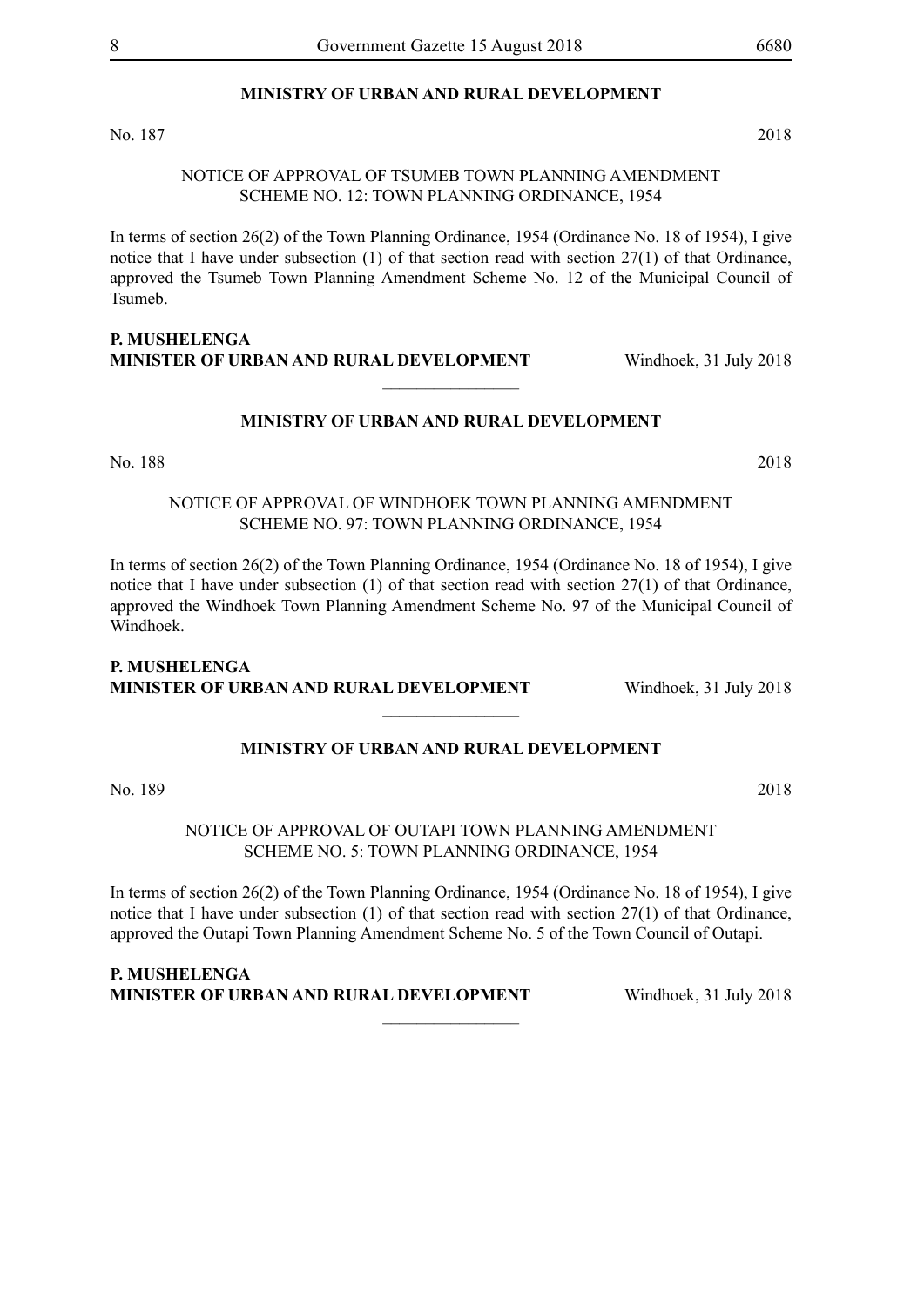**MINISTRY OF URBAN AND RURAL DEVELOPMENT**

No. 187 2018

NOTICE OF APPROVAL OF TSUMEB TOWN PLANNING AMENDMENT SCHEME NO. 12: TOWN PLANNING ORDINANCE, 1954

In terms of section 26(2) of the Town Planning Ordinance, 1954 (Ordinance No. 18 of 1954), I give notice that I have under subsection (1) of that section read with section 27(1) of that Ordinance, approved the Tsumeb Town Planning Amendment Scheme No. 12 of the Municipal Council of Tsumeb.

**P. MUSHELENGA**
**MINISTER OF URBAN AND RURAL DEVELOPMENT** Windhoek, 31 July 2018

---

**MINISTRY OF URBAN AND RURAL DEVELOPMENT**

No. 188 2018

NOTICE OF APPROVAL OF WINDHOEK TOWN PLANNING AMENDMENT SCHEME NO. 97: TOWN PLANNING ORDINANCE, 1954

In terms of section 26(2) of the Town Planning Ordinance, 1954 (Ordinance No. 18 of 1954), I give notice that I have under subsection (1) of that section read with section 27(1) of that Ordinance, approved the Windhoek Town Planning Amendment Scheme No. 97 of the Municipal Council of Windhoek.

**P. MUSHELENGA**
**MINISTER OF URBAN AND RURAL DEVELOPMENT** Windhoek, 31 July 2018

---

**MINISTRY OF URBAN AND RURAL DEVELOPMENT**

No. 189 2018

NOTICE OF APPROVAL OF OUTAPI TOWN PLANNING AMENDMENT SCHEME NO. 5: TOWN PLANNING ORDINANCE, 1954

In terms of section 26(2) of the Town Planning Ordinance, 1954 (Ordinance No. 18 of 1954), I give notice that I have under subsection (1) of that section read with section 27(1) of that Ordinance, approved the Outapi Town Planning Amendment Scheme No. 5 of the Town Council of Outapi.

**P. MUSHELENGA**
**MINISTER OF URBAN AND RURAL DEVELOPMENT** Windhoek, 31 July 2018

---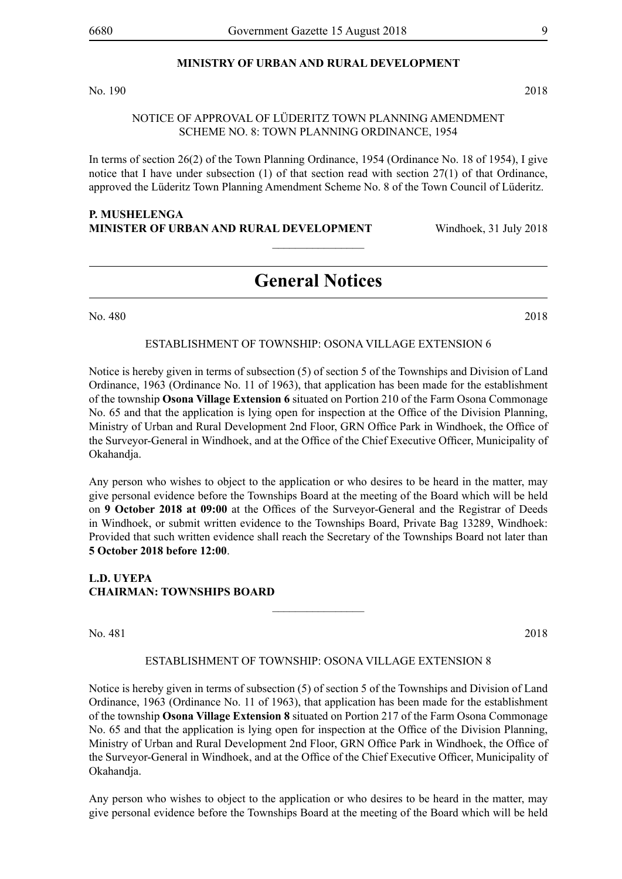**MINISTRY OF URBAN AND RURAL DEVELOPMENT**

No. 190 2018

NOTICE OF APPROVAL OF LÜDERITZ TOWN PLANNING AMENDMENT SCHEME NO. 8: TOWN PLANNING ORDINANCE, 1954

In terms of section 26(2) of the Town Planning Ordinance, 1954 (Ordinance No. 18 of 1954), I give notice that I have under subsection (1) of that section read with section 27(1) of that Ordinance, approved the Lüderitz Town Planning Amendment Scheme No. 8 of the Town Council of Lüderitz.

**P. MUSHELENGA**
**MINISTER OF URBAN AND RURAL DEVELOPMENT** Windhoek, 31 July 2018

---

# General Notices

No. 480 2018

ESTABLISHMENT OF TOWNSHIP: OSONA VILLAGE EXTENSION 6

Notice is hereby given in terms of subsection (5) of section 5 of the Townships and Division of Land Ordinance, 1963 (Ordinance No. 11 of 1963), that application has been made for the establishment of the township **Osona Village Extension 6** situated on Portion 210 of the Farm Osona Commonage No. 65 and that the application is lying open for inspection at the Office of the Division Planning, Ministry of Urban and Rural Development 2nd Floor, GRN Office Park in Windhoek, the Office of the Surveyor-General in Windhoek, and at the Office of the Chief Executive Officer, Municipality of Okahandja.

Any person who wishes to object to the application or who desires to be heard in the matter, may give personal evidence before the Townships Board at the meeting of the Board which will be held on **9 October 2018 at 09:00** at the Offices of the Surveyor-General and the Registrar of Deeds in Windhoek, or submit written evidence to the Townships Board, Private Bag 13289, Windhoek: Provided that such written evidence shall reach the Secretary of the Townships Board not later than **5 October 2018 before 12:00**.

**L.D. UYEPA**
**CHAIRMAN: TOWNSHIPS BOARD**

---

No. 481 2018

ESTABLISHMENT OF TOWNSHIP: OSONA VILLAGE EXTENSION 8

Notice is hereby given in terms of subsection (5) of section 5 of the Townships and Division of Land Ordinance, 1963 (Ordinance No. 11 of 1963), that application has been made for the establishment of the township **Osona Village Extension 8** situated on Portion 217 of the Farm Osona Commonage No. 65 and that the application is lying open for inspection at the Office of the Division Planning, Ministry of Urban and Rural Development 2nd Floor, GRN Office Park in Windhoek, the Office of the Surveyor-General in Windhoek, and at the Office of the Chief Executive Officer, Municipality of Okahandja.

Any person who wishes to object to the application or who desires to be heard in the matter, may give personal evidence before the Townships Board at the meeting of the Board which will be held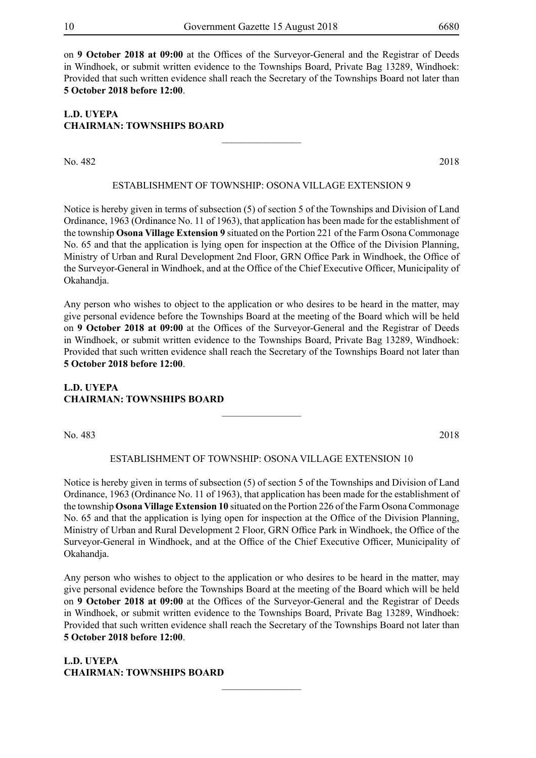on **9 October 2018 at 09:00** at the Offices of the Surveyor-General and the Registrar of Deeds in Windhoek, or submit written evidence to the Townships Board, Private Bag 13289, Windhoek: Provided that such written evidence shall reach the Secretary of the Townships Board not later than **5 October 2018 before 12:00**.

**L.D. UYEPA**
**CHAIRMAN: TOWNSHIPS BOARD**

---

No. 482 2018

ESTABLISHMENT OF TOWNSHIP: OSONA VILLAGE EXTENSION 9

Notice is hereby given in terms of subsection (5) of section 5 of the Townships and Division of Land Ordinance, 1963 (Ordinance No. 11 of 1963), that application has been made for the establishment of the township **Osona Village Extension 9** situated on the Portion 221 of the Farm Osona Commonage No. 65 and that the application is lying open for inspection at the Office of the Division Planning, Ministry of Urban and Rural Development 2nd Floor, GRN Office Park in Windhoek, the Office of the Surveyor-General in Windhoek, and at the Office of the Chief Executive Officer, Municipality of Okahandja.

Any person who wishes to object to the application or who desires to be heard in the matter, may give personal evidence before the Townships Board at the meeting of the Board which will be held on **9 October 2018 at 09:00** at the Offices of the Surveyor-General and the Registrar of Deeds in Windhoek, or submit written evidence to the Townships Board, Private Bag 13289, Windhoek: Provided that such written evidence shall reach the Secretary of the Townships Board not later than **5 October 2018 before 12:00**.

**L.D. UYEPA**
**CHAIRMAN: TOWNSHIPS BOARD**

---

No. 483 2018

ESTABLISHMENT OF TOWNSHIP: OSONA VILLAGE EXTENSION 10

Notice is hereby given in terms of subsection (5) of section 5 of the Townships and Division of Land Ordinance, 1963 (Ordinance No. 11 of 1963), that application has been made for the establishment of the township **Osona Village Extension 10** situated on the Portion 226 of the Farm Osona Commonage No. 65 and that the application is lying open for inspection at the Office of the Division Planning, Ministry of Urban and Rural Development 2 Floor, GRN Office Park in Windhoek, the Office of the Surveyor-General in Windhoek, and at the Office of the Chief Executive Officer, Municipality of Okahandja.

Any person who wishes to object to the application or who desires to be heard in the matter, may give personal evidence before the Townships Board at the meeting of the Board which will be held on **9 October 2018 at 09:00** at the Offices of the Surveyor-General and the Registrar of Deeds in Windhoek, or submit written evidence to the Townships Board, Private Bag 13289, Windhoek: Provided that such written evidence shall reach the Secretary of the Townships Board not later than **5 October 2018 before 12:00**.

**L.D. UYEPA**
**CHAIRMAN: TOWNSHIPS BOARD**

---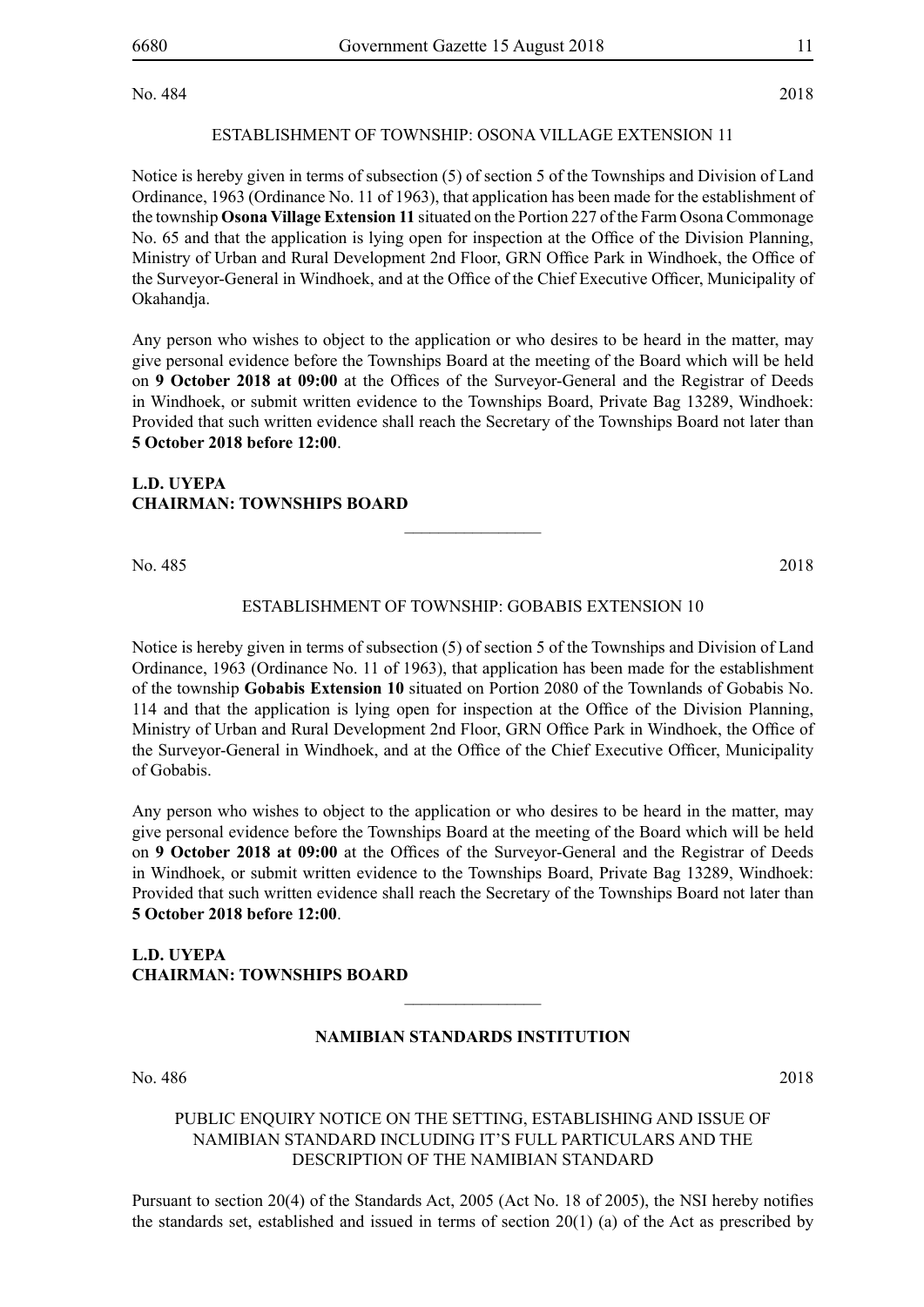No. 484 2018

ESTABLISHMENT OF TOWNSHIP: OSONA VILLAGE EXTENSION 11

Notice is hereby given in terms of subsection (5) of section 5 of the Townships and Division of Land Ordinance, 1963 (Ordinance No. 11 of 1963), that application has been made for the establishment of the township **Osona Village Extension 11** situated on the Portion 227 of the Farm Osona Commonage No. 65 and that the application is lying open for inspection at the Office of the Division Planning, Ministry of Urban and Rural Development 2nd Floor, GRN Office Park in Windhoek, the Office of the Surveyor-General in Windhoek, and at the Office of the Chief Executive Officer, Municipality of Okahandja.

Any person who wishes to object to the application or who desires to be heard in the matter, may give personal evidence before the Townships Board at the meeting of the Board which will be held on **9 October 2018 at 09:00** at the Offices of the Surveyor-General and the Registrar of Deeds in Windhoek, or submit written evidence to the Townships Board, Private Bag 13289, Windhoek: Provided that such written evidence shall reach the Secretary of the Townships Board not later than **5 October 2018 before 12:00**.

**L.D. UYEPA**
**CHAIRMAN: TOWNSHIPS BOARD**

---

No. 485 2018

ESTABLISHMENT OF TOWNSHIP: GOBABIS EXTENSION 10

Notice is hereby given in terms of subsection (5) of section 5 of the Townships and Division of Land Ordinance, 1963 (Ordinance No. 11 of 1963), that application has been made for the establishment of the township **Gobabis Extension 10** situated on Portion 2080 of the Townlands of Gobabis No. 114 and that the application is lying open for inspection at the Office of the Division Planning, Ministry of Urban and Rural Development 2nd Floor, GRN Office Park in Windhoek, the Office of the Surveyor-General in Windhoek, and at the Office of the Chief Executive Officer, Municipality of Gobabis.

Any person who wishes to object to the application or who desires to be heard in the matter, may give personal evidence before the Townships Board at the meeting of the Board which will be held on **9 October 2018 at 09:00** at the Offices of the Surveyor-General and the Registrar of Deeds in Windhoek, or submit written evidence to the Townships Board, Private Bag 13289, Windhoek: Provided that such written evidence shall reach the Secretary of the Townships Board not later than **5 October 2018 before 12:00**.

**L.D. UYEPA**
**CHAIRMAN: TOWNSHIPS BOARD**

---

**NAMIBIAN STANDARDS INSTITUTION**

No. 486 2018

PUBLIC ENQUIRY NOTICE ON THE SETTING, ESTABLISHING AND ISSUE OF NAMIBIAN STANDARD INCLUDING IT'S FULL PARTICULARS AND THE DESCRIPTION OF THE NAMIBIAN STANDARD

Pursuant to section 20(4) of the Standards Act, 2005 (Act No. 18 of 2005), the NSI hereby notifies the standards set, established and issued in terms of section 20(1) (a) of the Act as prescribed by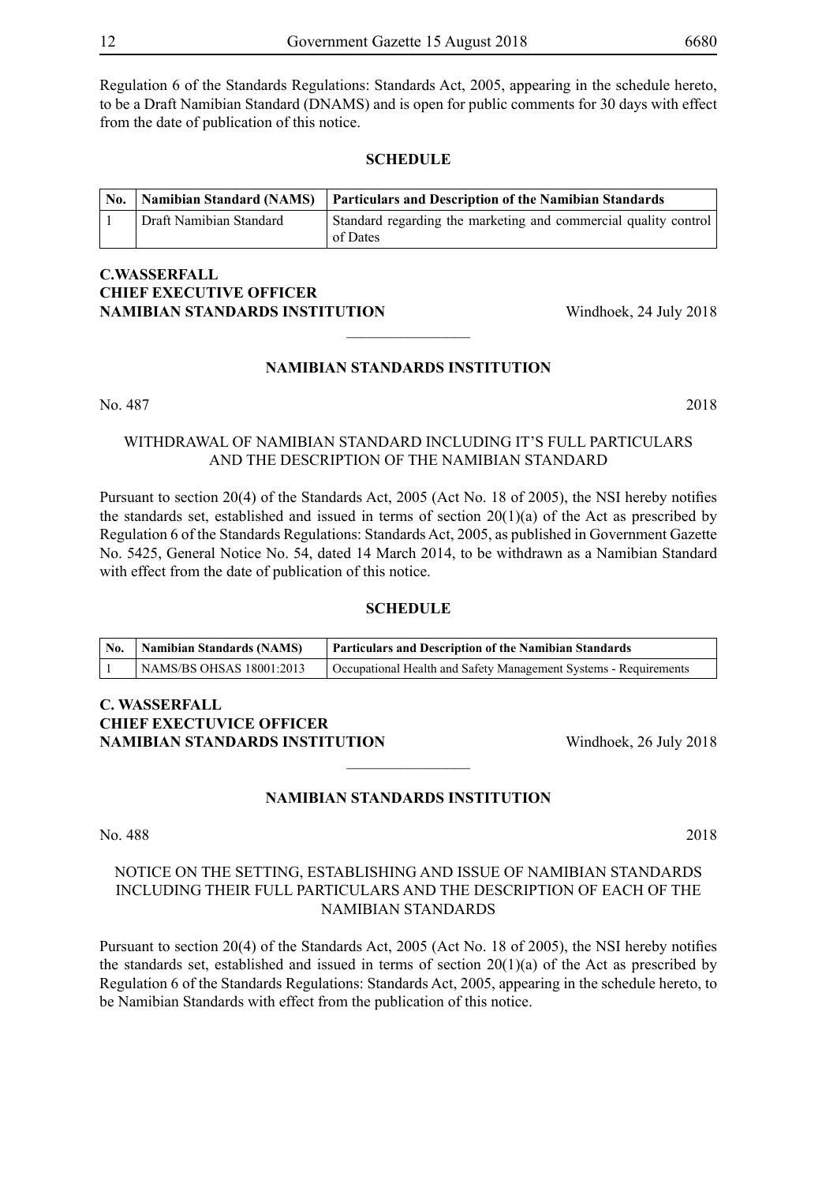Regulation 6 of the Standards Regulations: Standards Act, 2005, appearing in the schedule hereto, to be a Draft Namibian Standard (DNAMS) and is open for public comments for 30 days with effect from the date of publication of this notice.

**SCHEDULE**

| No. | Namibian Standard (NAMS) | Particulars and Description of the Namibian Standards |
|---|---|---|
| 1 | Draft Namibian Standard | Standard regarding the marketing and commercial quality control of Dates |

**C.WASSERFALL**
**CHIEF EXECUTIVE OFFICER**
**NAMIBIAN STANDARDS INSTITUTION** Windhoek, 24 July 2018

---

**NAMIBIAN STANDARDS INSTITUTION**

No. 487 2018

WITHDRAWAL OF NAMIBIAN STANDARD INCLUDING IT'S FULL PARTICULARS AND THE DESCRIPTION OF THE NAMIBIAN STANDARD

Pursuant to section 20(4) of the Standards Act, 2005 (Act No. 18 of 2005), the NSI hereby notifies the standards set, established and issued in terms of section 20(1)(a) of the Act as prescribed by Regulation 6 of the Standards Regulations: Standards Act, 2005, as published in Government Gazette No. 5425, General Notice No. 54, dated 14 March 2014, to be withdrawn as a Namibian Standard with effect from the date of publication of this notice.

**SCHEDULE**

| No. | Namibian Standards (NAMS) | Particulars and Description of the Namibian Standards |
|---|---|---|
| 1 | NAMS/BS OHSAS 18001:2013 | Occupational Health and Safety Management Systems - Requirements |

**C. WASSERFALL**
**CHIEF EXECTUVICE OFFICER**
**NAMIBIAN STANDARDS INSTITUTION** Windhoek, 26 July 2018

---

**NAMIBIAN STANDARDS INSTITUTION**

No. 488 2018

NOTICE ON THE SETTING, ESTABLISHING AND ISSUE OF NAMIBIAN STANDARDS INCLUDING THEIR FULL PARTICULARS AND THE DESCRIPTION OF EACH OF THE NAMIBIAN STANDARDS

Pursuant to section 20(4) of the Standards Act, 2005 (Act No. 18 of 2005), the NSI hereby notifies the standards set, established and issued in terms of section 20(1)(a) of the Act as prescribed by Regulation 6 of the Standards Regulations: Standards Act, 2005, appearing in the schedule hereto, to be Namibian Standards with effect from the publication of this notice.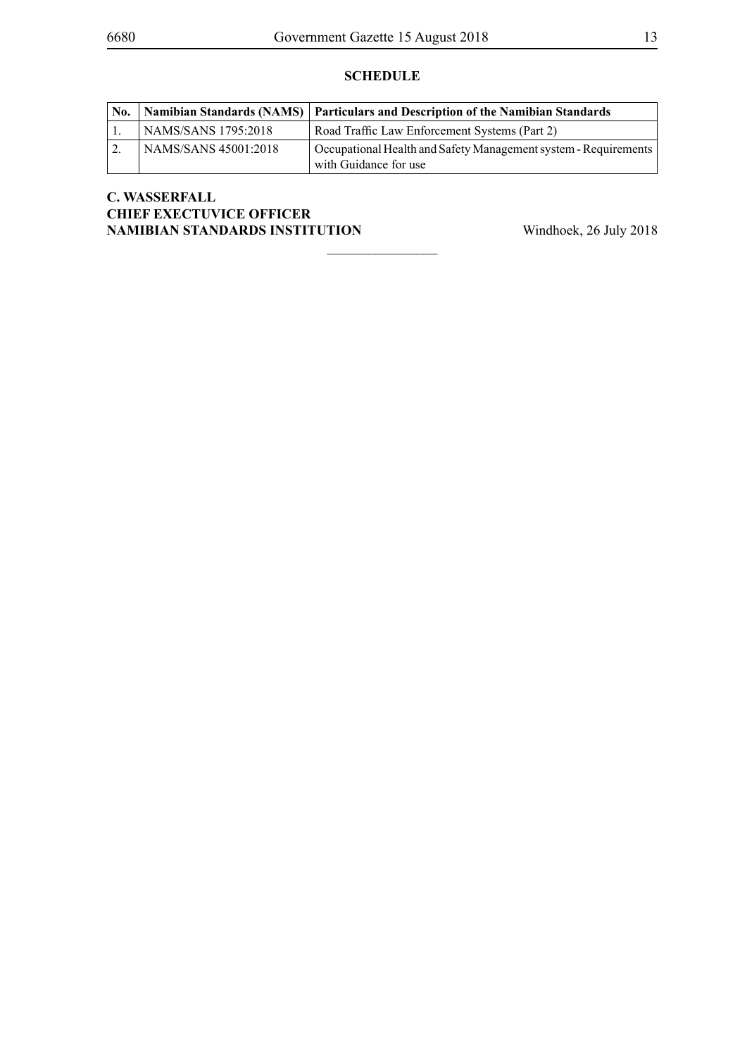**SCHEDULE**

| No. | Namibian Standards (NAMS) | Particulars and Description of the Namibian Standards |
|---|---|---|
| 1. | NAMS/SANS 1795:2018 | Road Traffic Law Enforcement Systems (Part 2) |
| 2. | NAMS/SANS 45001:2018 | Occupational Health and Safety Management system - Requirements with Guidance for use |

**C. WASSERFALL**
**CHIEF EXECTUVICE OFFICER**
**NAMIBIAN STANDARDS INSTITUTION**

Windhoek, 26 July 2018